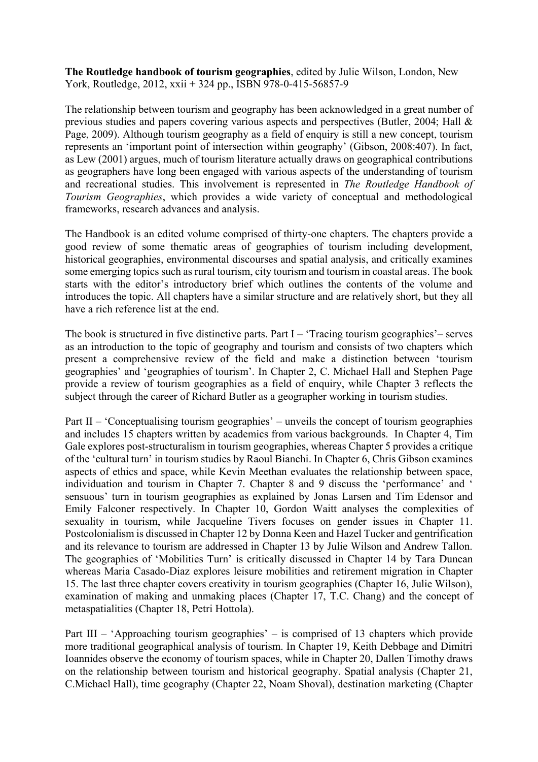**The Routledge handbook of tourism geographies**, edited by Julie Wilson, London, New York, Routledge, 2012, xxii + 324 pp., ISBN 978-0-415-56857-9

The relationship between tourism and geography has been acknowledged in a great number of previous studies and papers covering various aspects and perspectives (Butler, 2004; Hall & Page, 2009). Although tourism geography as a field of enquiry is still a new concept, tourism represents an 'important point of intersection within geography' (Gibson, 2008:407). In fact, as Lew (2001) argues, much of tourism literature actually draws on geographical contributions as geographers have long been engaged with various aspects of the understanding of tourism and recreational studies. This involvement is represented in *The Routledge Handbook of Tourism Geographies*, which provides a wide variety of conceptual and methodological frameworks, research advances and analysis.

The Handbook is an edited volume comprised of thirty-one chapters. The chapters provide a good review of some thematic areas of geographies of tourism including development, historical geographies, environmental discourses and spatial analysis, and critically examines some emerging topics such as rural tourism, city tourism and tourism in coastal areas. The book starts with the editor's introductory brief which outlines the contents of the volume and introduces the topic. All chapters have a similar structure and are relatively short, but they all have a rich reference list at the end.

The book is structured in five distinctive parts. Part I – 'Tracing tourism geographies'– serves as an introduction to the topic of geography and tourism and consists of two chapters which present a comprehensive review of the field and make a distinction between 'tourism geographies' and 'geographies of tourism'. In Chapter 2, C. Michael Hall and Stephen Page provide a review of tourism geographies as a field of enquiry, while Chapter 3 reflects the subject through the career of Richard Butler as a geographer working in tourism studies.

Part II – 'Conceptualising tourism geographies' – unveils the concept of tourism geographies and includes 15 chapters written by academics from various backgrounds. In Chapter 4, Tim Gale explores post-structuralism in tourism geographies, whereas Chapter 5 provides a critique of the 'cultural turn' in tourism studies by Raoul Bianchi. In Chapter 6, Chris Gibson examines aspects of ethics and space, while Kevin Meethan evaluates the relationship between space, individuation and tourism in Chapter 7. Chapter 8 and 9 discuss the 'performance' and ' sensuous' turn in tourism geographies as explained by Jonas Larsen and Tim Edensor and Emily Falconer respectively. In Chapter 10, Gordon Waitt analyses the complexities of sexuality in tourism, while Jacqueline Tivers focuses on gender issues in Chapter 11. Postcolonialism is discussed in Chapter 12 by Donna Keen and Hazel Tucker and gentrification and its relevance to tourism are addressed in Chapter 13 by Julie Wilson and Andrew Tallon. The geographies of 'Mobilities Turn' is critically discussed in Chapter 14 by Tara Duncan whereas Maria Casado-Diaz explores leisure mobilities and retirement migration in Chapter 15. The last three chapter covers creativity in tourism geographies (Chapter 16, Julie Wilson), examination of making and unmaking places (Chapter 17, T.C. Chang) and the concept of metaspatialities (Chapter 18, Petri Hottola).

Part III – 'Approaching tourism geographies' – is comprised of 13 chapters which provide more traditional geographical analysis of tourism. In Chapter 19, Keith Debbage and Dimitri Ioannides observe the economy of tourism spaces, while in Chapter 20, Dallen Timothy draws on the relationship between tourism and historical geography. Spatial analysis (Chapter 21, C.Michael Hall), time geography (Chapter 22, Noam Shoval), destination marketing (Chapter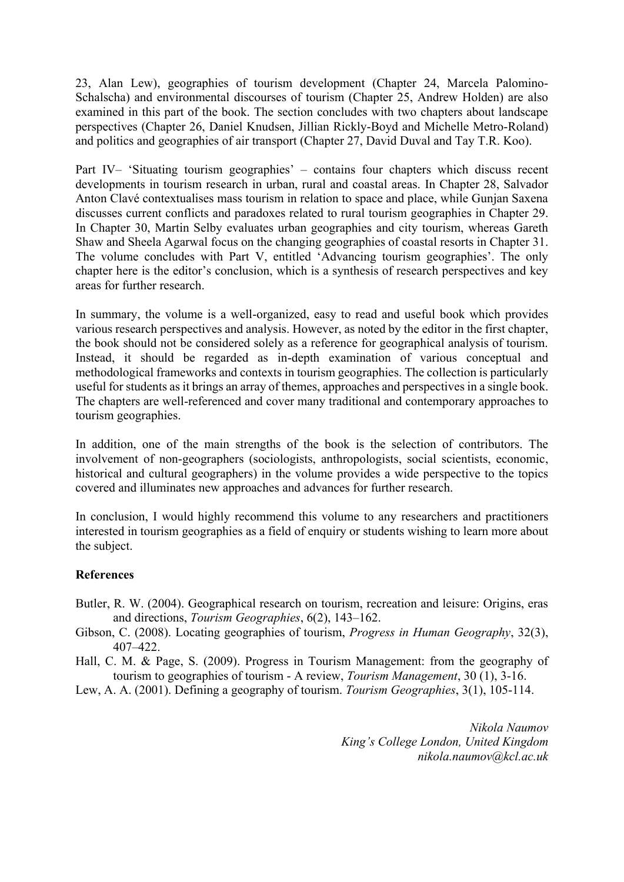23, Alan Lew), geographies of tourism development (Chapter 24, Marcela Palomino-Schalscha) and environmental discourses of tourism (Chapter 25, Andrew Holden) are also examined in this part of the book. The section concludes with two chapters about landscape perspectives (Chapter 26, Daniel Knudsen, Jillian Rickly-Boyd and Michelle Metro-Roland) and politics and geographies of air transport (Chapter 27, David Duval and Tay T.R. Koo).

Part IV– 'Situating tourism geographies' – contains four chapters which discuss recent developments in tourism research in urban, rural and coastal areas. In Chapter 28, Salvador Anton Clavé contextualises mass tourism in relation to space and place, while Gunjan Saxena discusses current conflicts and paradoxes related to rural tourism geographies in Chapter 29. In Chapter 30, Martin Selby evaluates urban geographies and city tourism, whereas Gareth Shaw and Sheela Agarwal focus on the changing geographies of coastal resorts in Chapter 31. The volume concludes with Part V, entitled 'Advancing tourism geographies'. The only chapter here is the editor's conclusion, which is a synthesis of research perspectives and key areas for further research.

In summary, the volume is a well-organized, easy to read and useful book which provides various research perspectives and analysis. However, as noted by the editor in the first chapter, the book should not be considered solely as a reference for geographical analysis of tourism. Instead, it should be regarded as in-depth examination of various conceptual and methodological frameworks and contexts in tourism geographies. The collection is particularly useful for students as it brings an array of themes, approaches and perspectives in a single book. The chapters are well-referenced and cover many traditional and contemporary approaches to tourism geographies.

In addition, one of the main strengths of the book is the selection of contributors. The involvement of non-geographers (sociologists, anthropologists, social scientists, economic, historical and cultural geographers) in the volume provides a wide perspective to the topics covered and illuminates new approaches and advances for further research.

In conclusion, I would highly recommend this volume to any researchers and practitioners interested in tourism geographies as a field of enquiry or students wishing to learn more about the subject.

**References**

Butler, R. W. (2004). Geographical research on tourism, recreation and leisure: Origins, eras and directions, *Tourism Geographies*, 6(2), 143–162.

Gibson, C. (2008). Locating geographies of tourism, *Progress in Human Geography*, 32(3), 407–422.

Hall, C. M. & Page, S. (2009). Progress in Tourism Management: from the geography of tourism to geographies of tourism - A review, *Tourism Management*, 30 (1), 3-16.

Lew, A. A. (2001). Defining a geography of tourism. *Tourism Geographies*, 3(1), 105-114.

*Nikola Naumov*
*King's College London, United Kingdom*
*nikola.naumov@kcl.ac.uk*